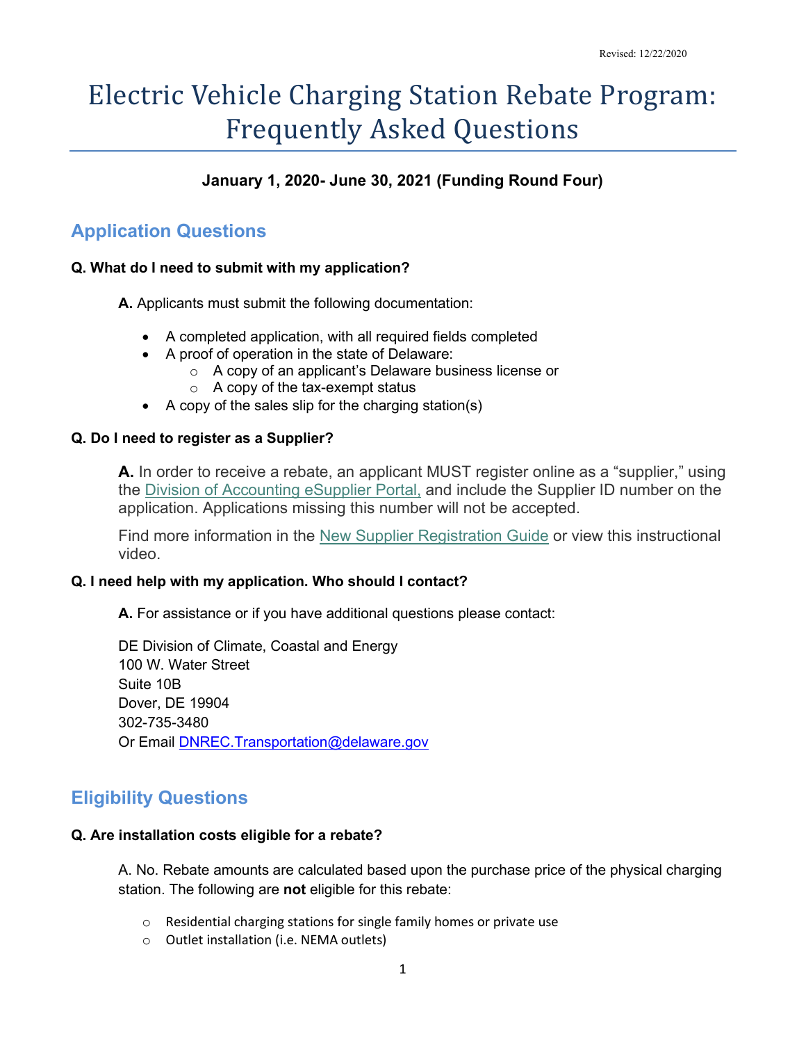Revised: 12/22/2020

# Electric Vehicle Charging Station Rebate Program: Frequently Asked Questions

**January 1, 2020- June 30, 2021 (Funding Round Four)**

## Application Questions

**Q. What do I need to submit with my application?**

**A.** Applicants must submit the following documentation:

- A completed application, with all required fields completed
- A proof of operation in the state of Delaware:
  - A copy of an applicant's Delaware business license or
  - A copy of the tax-exempt status
- A copy of the sales slip for the charging station(s)

**Q. Do I need to register as a Supplier?**

**A.** In order to receive a rebate, an applicant MUST register online as a "supplier," using the Division of Accounting eSupplier Portal, and include the Supplier ID number on the application. Applications missing this number will not be accepted.

Find more information in the New Supplier Registration Guide or view this instructional video.

**Q. I need help with my application. Who should I contact?**

**A.** For assistance or if you have additional questions please contact:

DE Division of Climate, Coastal and Energy
100 W. Water Street
Suite 10B
Dover, DE 19904
302-735-3480
Or Email DNREC.Transportation@delaware.gov

## Eligibility Questions

**Q. Are installation costs eligible for a rebate?**

A. No. Rebate amounts are calculated based upon the purchase price of the physical charging station. The following are **not** eligible for this rebate:

- Residential charging stations for single family homes or private use
- Outlet installation (i.e. NEMA outlets)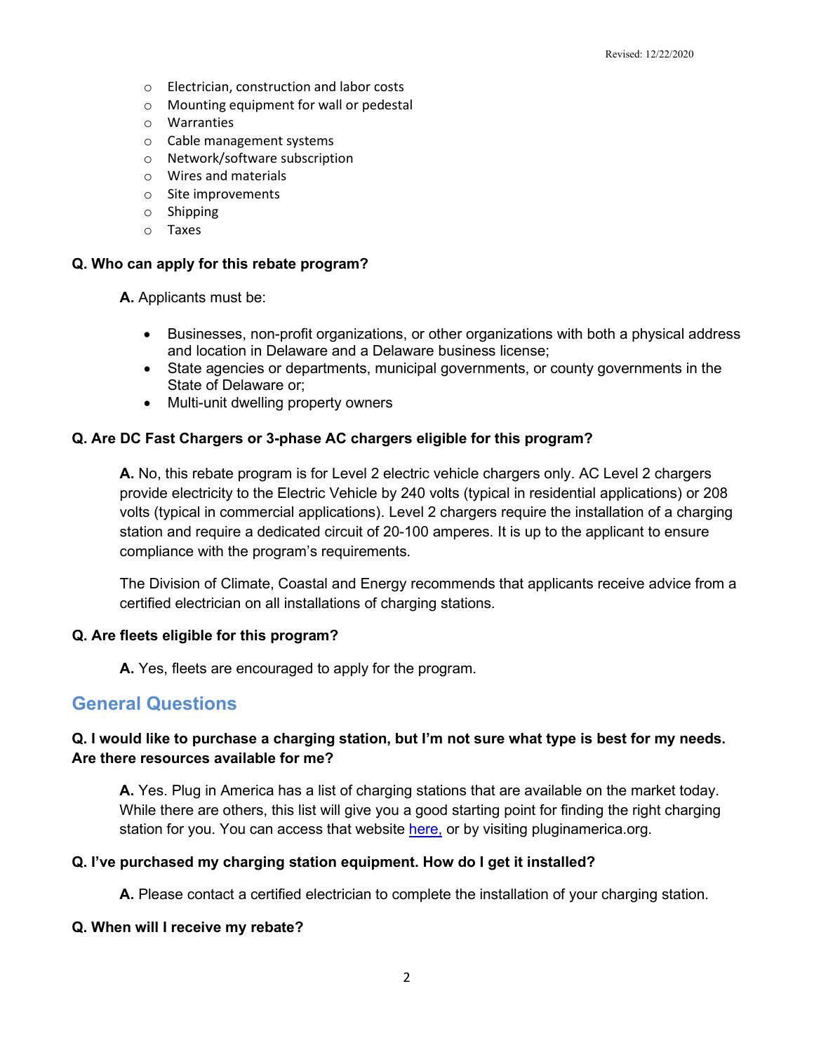- Electrician, construction and labor costs
- Mounting equipment for wall or pedestal
- Warranties
- Cable management systems
- Network/software subscription
- Wires and materials
- Site improvements
- Shipping
- Taxes

**Q. Who can apply for this rebate program?**

**A.** Applicants must be:

- Businesses, non-profit organizations, or other organizations with both a physical address and location in Delaware and a Delaware business license;
- State agencies or departments, municipal governments, or county governments in the State of Delaware or;
- Multi-unit dwelling property owners

**Q. Are DC Fast Chargers or 3-phase AC chargers eligible for this program?**

**A.** No, this rebate program is for Level 2 electric vehicle chargers only. AC Level 2 chargers provide electricity to the Electric Vehicle by 240 volts (typical in residential applications) or 208 volts (typical in commercial applications). Level 2 chargers require the installation of a charging station and require a dedicated circuit of 20-100 amperes. It is up to the applicant to ensure compliance with the program's requirements.

The Division of Climate, Coastal and Energy recommends that applicants receive advice from a certified electrician on all installations of charging stations.

**Q. Are fleets eligible for this program?**

**A.** Yes, fleets are encouraged to apply for the program.

## General Questions

**Q. I would like to purchase a charging station, but I'm not sure what type is best for my needs. Are there resources available for me?**

**A.** Yes. Plug in America has a list of charging stations that are available on the market today. While there are others, this list will give you a good starting point for finding the right charging station for you. You can access that website here, or by visiting pluginamerica.org.

**Q. I've purchased my charging station equipment. How do I get it installed?**

**A.** Please contact a certified electrician to complete the installation of your charging station.

**Q. When will I receive my rebate?**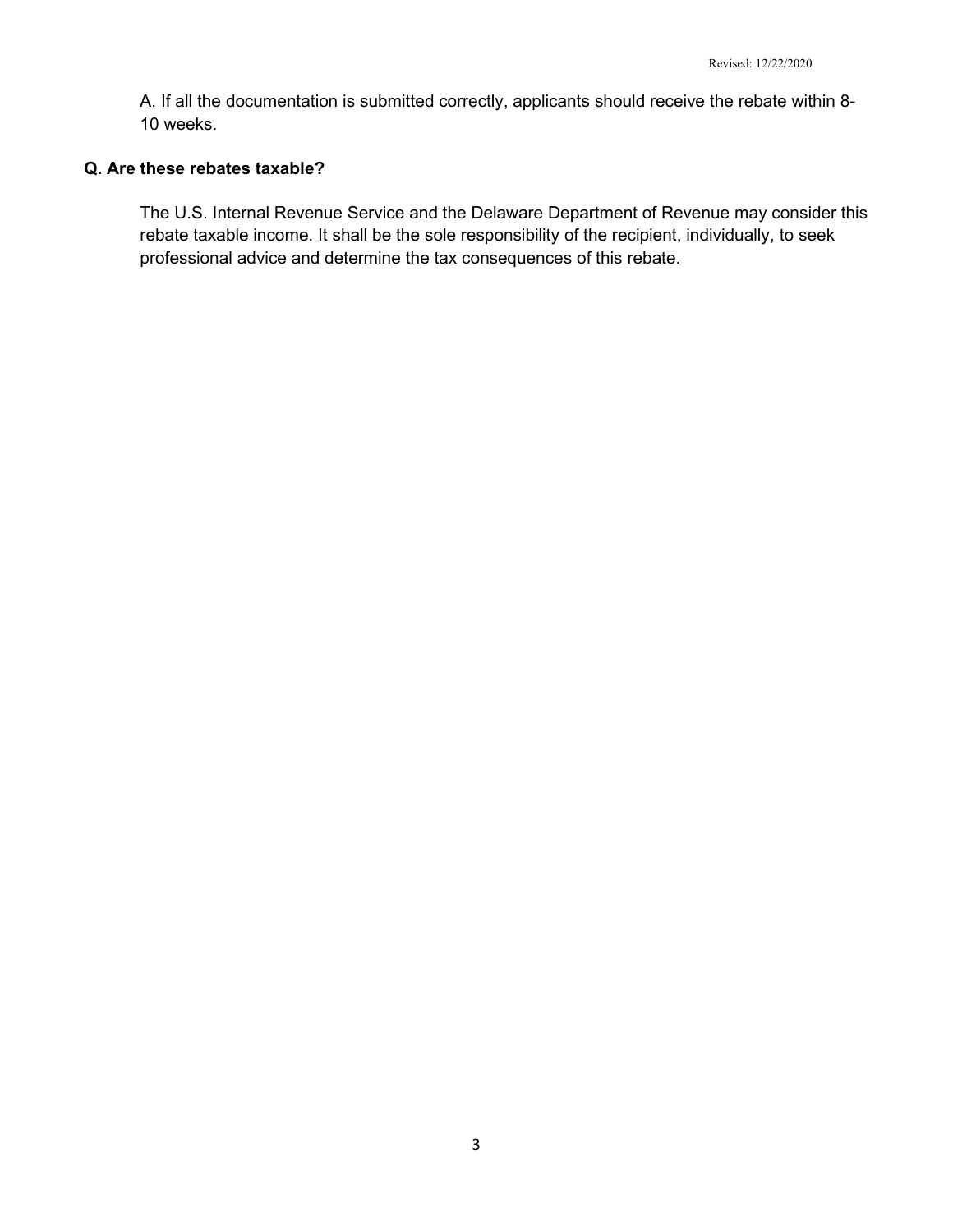A. If all the documentation is submitted correctly, applicants should receive the rebate within 8-10 weeks.

**Q. Are these rebates taxable?**

The U.S. Internal Revenue Service and the Delaware Department of Revenue may consider this rebate taxable income. It shall be the sole responsibility of the recipient, individually, to seek professional advice and determine the tax consequences of this rebate.